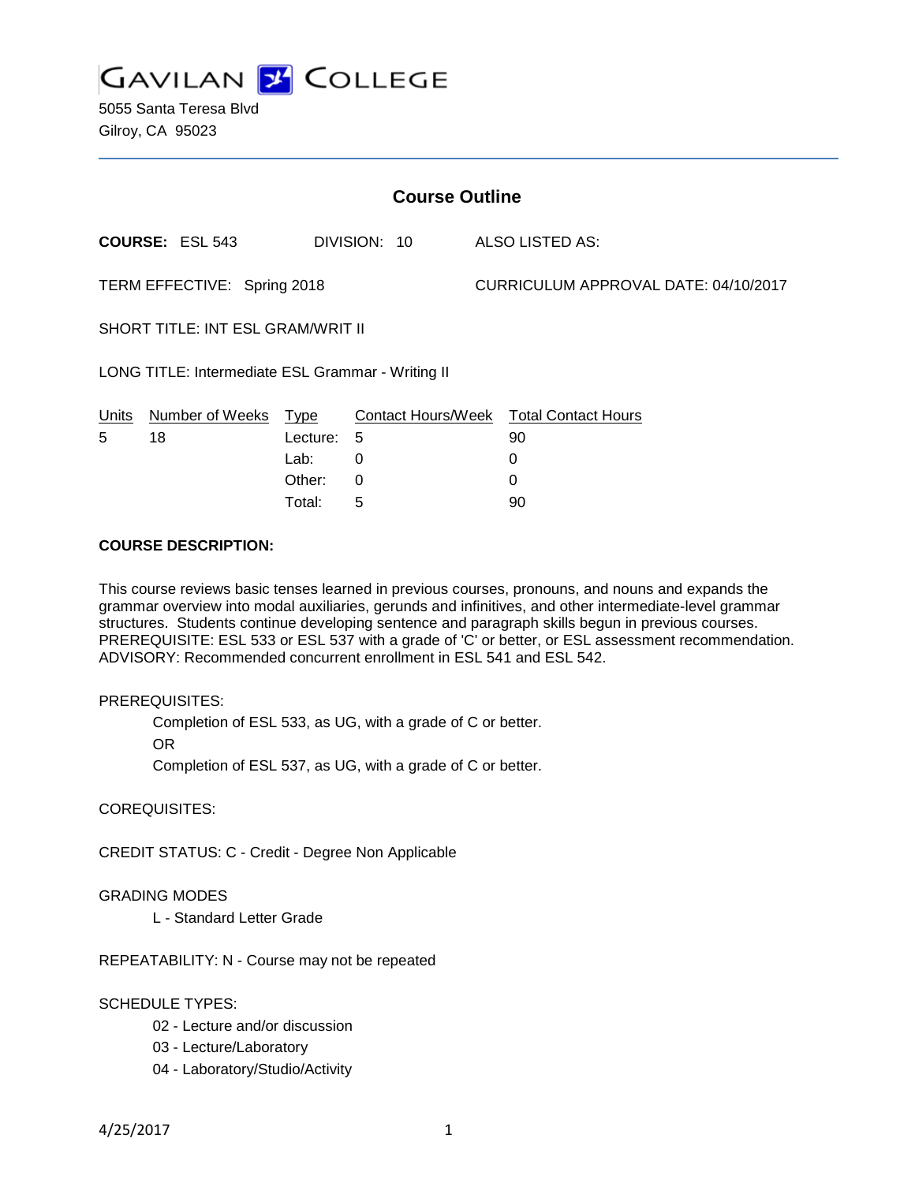# GAVILAN COLLEGE

5055 Santa Teresa Blvd
Gilroy, CA 95023

## Course Outline

**COURSE:** ESL 543 DIVISION: 10 ALSO LISTED AS:

TERM EFFECTIVE: Spring 2018 CURRICULUM APPROVAL DATE: 04/10/2017

SHORT TITLE: INT ESL GRAM/WRIT II

LONG TITLE: Intermediate ESL Grammar - Writing II

| Units | Number of Weeks | Type | Contact Hours/Week | Total Contact Hours |
|---|---|---|---|---|
| 5 | 18 | Lecture: | 5 | 90 |
| | | Lab: | 0 | 0 |
| | | Other: | 0 | 0 |
| | | Total: | 5 | 90 |

**COURSE DESCRIPTION:**

This course reviews basic tenses learned in previous courses, pronouns, and nouns and expands the grammar overview into modal auxiliaries, gerunds and infinitives, and other intermediate-level grammar structures. Students continue developing sentence and paragraph skills begun in previous courses. PREREQUISITE: ESL 533 or ESL 537 with a grade of 'C' or better, or ESL assessment recommendation. ADVISORY: Recommended concurrent enrollment in ESL 541 and ESL 542.

PREREQUISITES:

Completion of ESL 533, as UG, with a grade of C or better.
OR
Completion of ESL 537, as UG, with a grade of C or better.

COREQUISITES:

CREDIT STATUS: C - Credit - Degree Non Applicable

GRADING MODES

L - Standard Letter Grade

REPEATABILITY: N - Course may not be repeated

SCHEDULE TYPES:

02 - Lecture and/or discussion
03 - Lecture/Laboratory
04 - Laboratory/Studio/Activity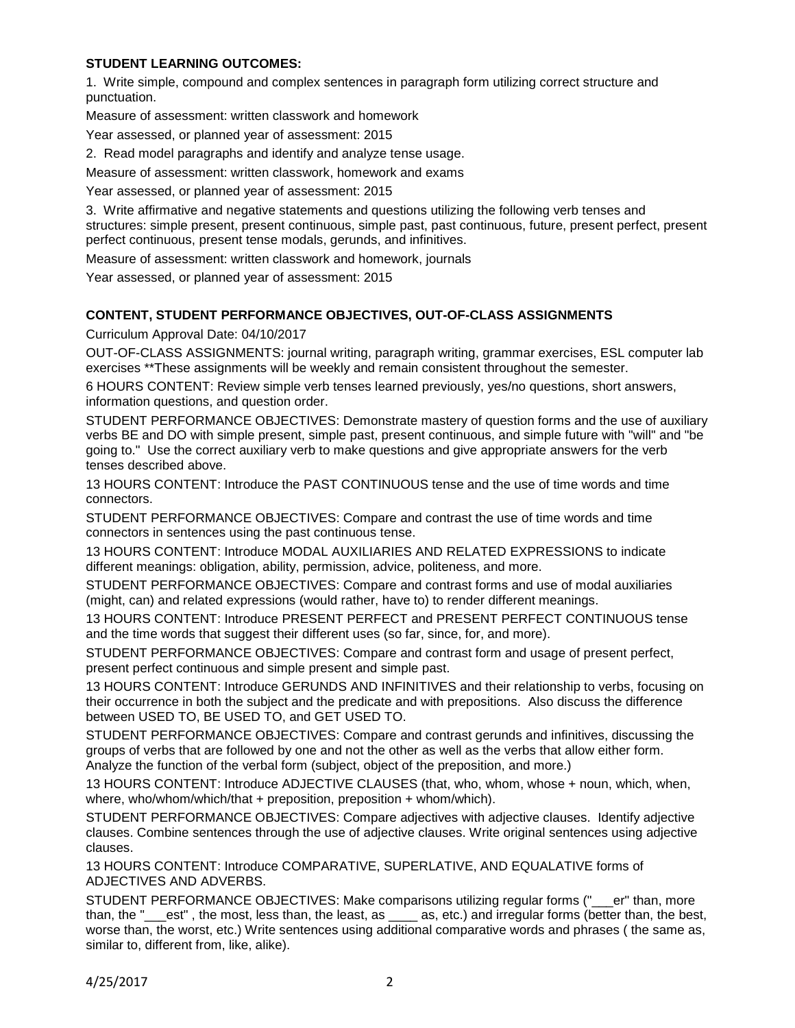**STUDENT LEARNING OUTCOMES:**

1. Write simple, compound and complex sentences in paragraph form utilizing correct structure and punctuation.

Measure of assessment: written classwork and homework

Year assessed, or planned year of assessment: 2015

2. Read model paragraphs and identify and analyze tense usage.

Measure of assessment: written classwork, homework and exams

Year assessed, or planned year of assessment: 2015

3. Write affirmative and negative statements and questions utilizing the following verb tenses and structures: simple present, present continuous, simple past, past continuous, future, present perfect, present perfect continuous, present tense modals, gerunds, and infinitives.

Measure of assessment: written classwork and homework, journals

Year assessed, or planned year of assessment: 2015

**CONTENT, STUDENT PERFORMANCE OBJECTIVES, OUT-OF-CLASS ASSIGNMENTS**

Curriculum Approval Date: 04/10/2017

OUT-OF-CLASS ASSIGNMENTS: journal writing, paragraph writing, grammar exercises, ESL computer lab exercises **These assignments will be weekly and remain consistent throughout the semester.

6 HOURS CONTENT: Review simple verb tenses learned previously, yes/no questions, short answers, information questions, and question order.

STUDENT PERFORMANCE OBJECTIVES: Demonstrate mastery of question forms and the use of auxiliary verbs BE and DO with simple present, simple past, present continuous, and simple future with "will" and "be going to." Use the correct auxiliary verb to make questions and give appropriate answers for the verb tenses described above.

13 HOURS CONTENT: Introduce the PAST CONTINUOUS tense and the use of time words and time connectors.

STUDENT PERFORMANCE OBJECTIVES: Compare and contrast the use of time words and time connectors in sentences using the past continuous tense.

13 HOURS CONTENT: Introduce MODAL AUXILIARIES AND RELATED EXPRESSIONS to indicate different meanings: obligation, ability, permission, advice, politeness, and more.

STUDENT PERFORMANCE OBJECTIVES: Compare and contrast forms and use of modal auxiliaries (might, can) and related expressions (would rather, have to) to render different meanings.

13 HOURS CONTENT: Introduce PRESENT PERFECT and PRESENT PERFECT CONTINUOUS tense and the time words that suggest their different uses (so far, since, for, and more).

STUDENT PERFORMANCE OBJECTIVES: Compare and contrast form and usage of present perfect, present perfect continuous and simple present and simple past.

13 HOURS CONTENT: Introduce GERUNDS AND INFINITIVES and their relationship to verbs, focusing on their occurrence in both the subject and the predicate and with prepositions. Also discuss the difference between USED TO, BE USED TO, and GET USED TO.

STUDENT PERFORMANCE OBJECTIVES: Compare and contrast gerunds and infinitives, discussing the groups of verbs that are followed by one and not the other as well as the verbs that allow either form. Analyze the function of the verbal form (subject, object of the preposition, and more.)

13 HOURS CONTENT: Introduce ADJECTIVE CLAUSES (that, who, whom, whose + noun, which, when, where, who/whom/which/that + preposition, preposition + whom/which).

STUDENT PERFORMANCE OBJECTIVES: Compare adjectives with adjective clauses. Identify adjective clauses. Combine sentences through the use of adjective clauses. Write original sentences using adjective clauses.

13 HOURS CONTENT: Introduce COMPARATIVE, SUPERLATIVE, AND EQUALATIVE forms of ADJECTIVES AND ADVERBS.

STUDENT PERFORMANCE OBJECTIVES: Make comparisons utilizing regular forms ("___er" than, more than, the "___est" , the most, less than, the least, as ____ as, etc.) and irregular forms (better than, the best, worse than, the worst, etc.) Write sentences using additional comparative words and phrases ( the same as, similar to, different from, like, alike).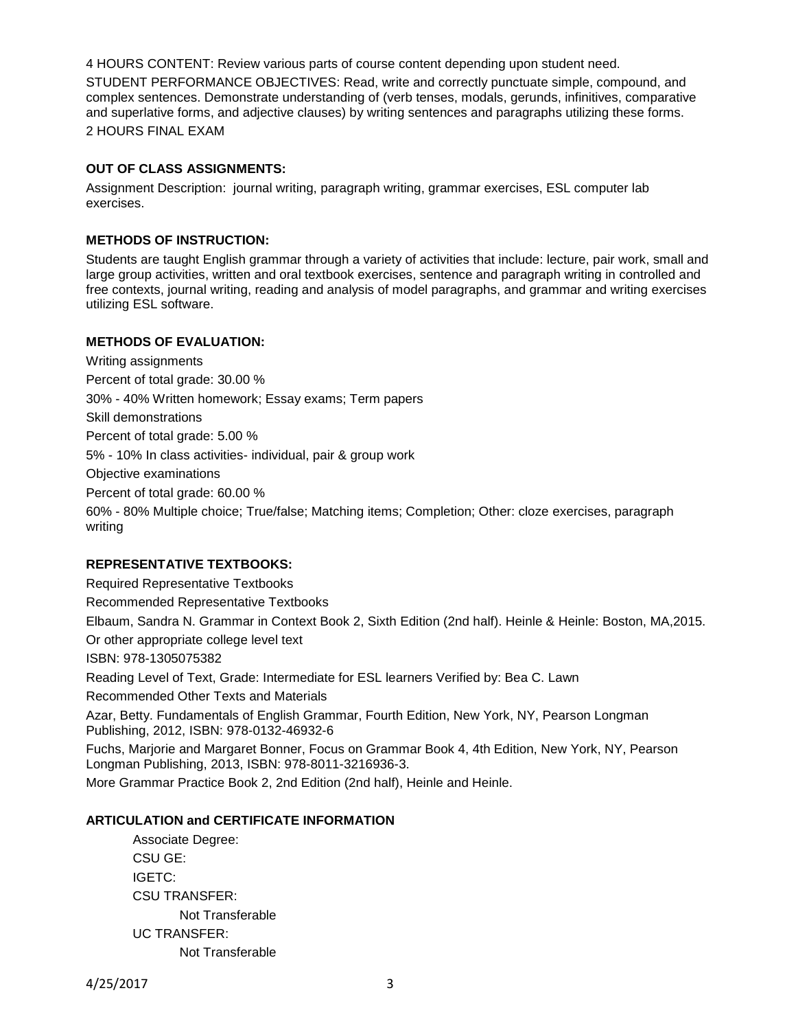4 HOURS CONTENT: Review various parts of course content depending upon student need.

STUDENT PERFORMANCE OBJECTIVES: Read, write and correctly punctuate simple, compound, and complex sentences. Demonstrate understanding of (verb tenses, modals, gerunds, infinitives, comparative and superlative forms, and adjective clauses) by writing sentences and paragraphs utilizing these forms.

2 HOURS FINAL EXAM

**OUT OF CLASS ASSIGNMENTS:**

Assignment Description: journal writing, paragraph writing, grammar exercises, ESL computer lab exercises.

**METHODS OF INSTRUCTION:**

Students are taught English grammar through a variety of activities that include: lecture, pair work, small and large group activities, written and oral textbook exercises, sentence and paragraph writing in controlled and free contexts, journal writing, reading and analysis of model paragraphs, and grammar and writing exercises utilizing ESL software.

**METHODS OF EVALUATION:**

Writing assignments

Percent of total grade: 30.00 %

30% - 40% Written homework; Essay exams; Term papers

Skill demonstrations

Percent of total grade: 5.00 %

5% - 10% In class activities- individual, pair & group work

Objective examinations

Percent of total grade: 60.00 %

60% - 80% Multiple choice; True/false; Matching items; Completion; Other: cloze exercises, paragraph writing

**REPRESENTATIVE TEXTBOOKS:**

Required Representative Textbooks

Recommended Representative Textbooks

Elbaum, Sandra N. Grammar in Context Book 2, Sixth Edition (2nd half). Heinle & Heinle: Boston, MA,2015.

Or other appropriate college level text

ISBN: 978-1305075382

Reading Level of Text, Grade: Intermediate for ESL learners Verified by: Bea C. Lawn

Recommended Other Texts and Materials

Azar, Betty. Fundamentals of English Grammar, Fourth Edition, New York, NY, Pearson Longman Publishing, 2012, ISBN: 978-0132-46932-6

Fuchs, Marjorie and Margaret Bonner, Focus on Grammar Book 4, 4th Edition, New York, NY, Pearson Longman Publishing, 2013, ISBN: 978-8011-3216936-3.

More Grammar Practice Book 2, 2nd Edition (2nd half), Heinle and Heinle.

**ARTICULATION and CERTIFICATE INFORMATION**

Associate Degree:

CSU GE:

IGETC:

CSU TRANSFER:

Not Transferable

UC TRANSFER:

Not Transferable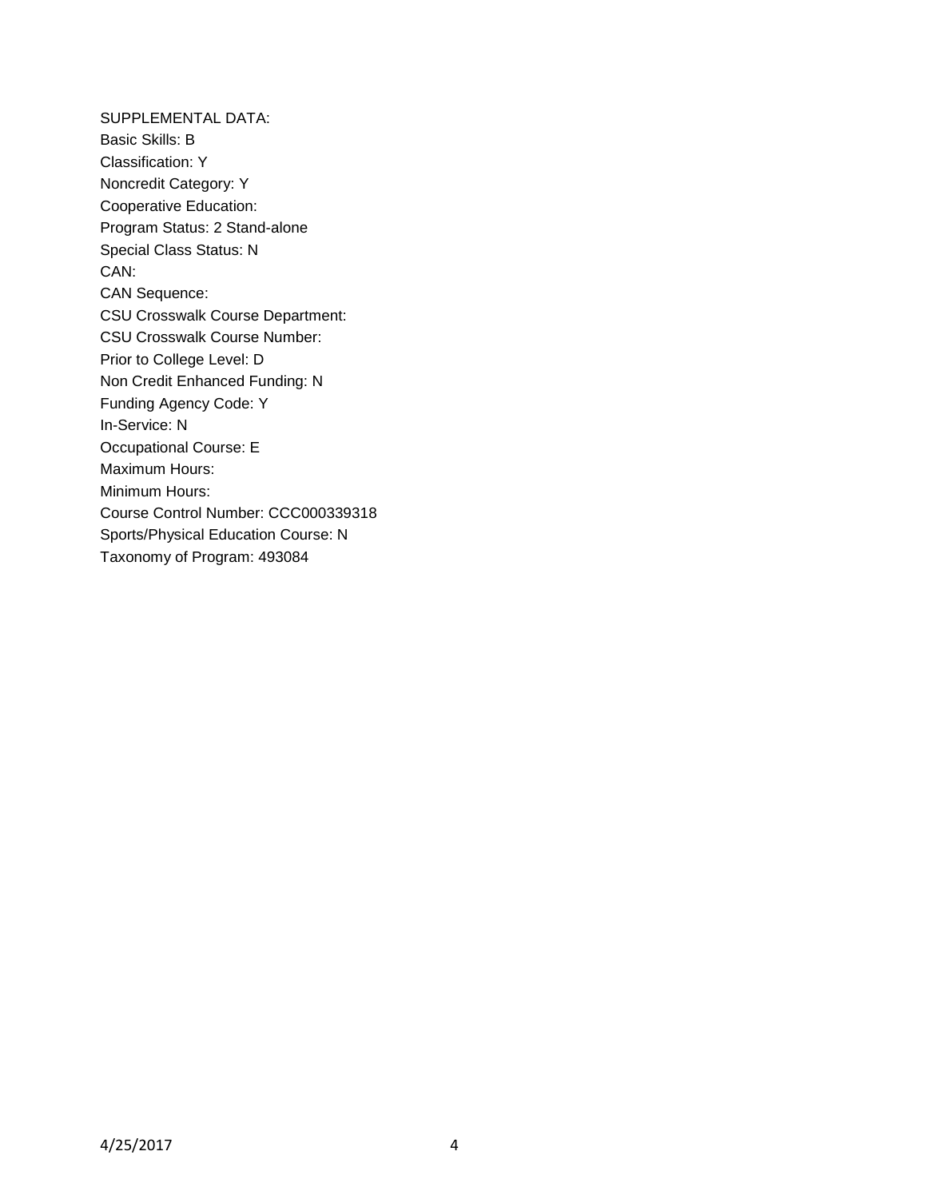SUPPLEMENTAL DATA:
Basic Skills: B
Classification: Y
Noncredit Category: Y
Cooperative Education:
Program Status: 2 Stand-alone
Special Class Status: N
CAN:
CAN Sequence:
CSU Crosswalk Course Department:
CSU Crosswalk Course Number:
Prior to College Level: D
Non Credit Enhanced Funding: N
Funding Agency Code: Y
In-Service: N
Occupational Course: E
Maximum Hours:
Minimum Hours:
Course Control Number: CCC000339318
Sports/Physical Education Course: N
Taxonomy of Program: 493084